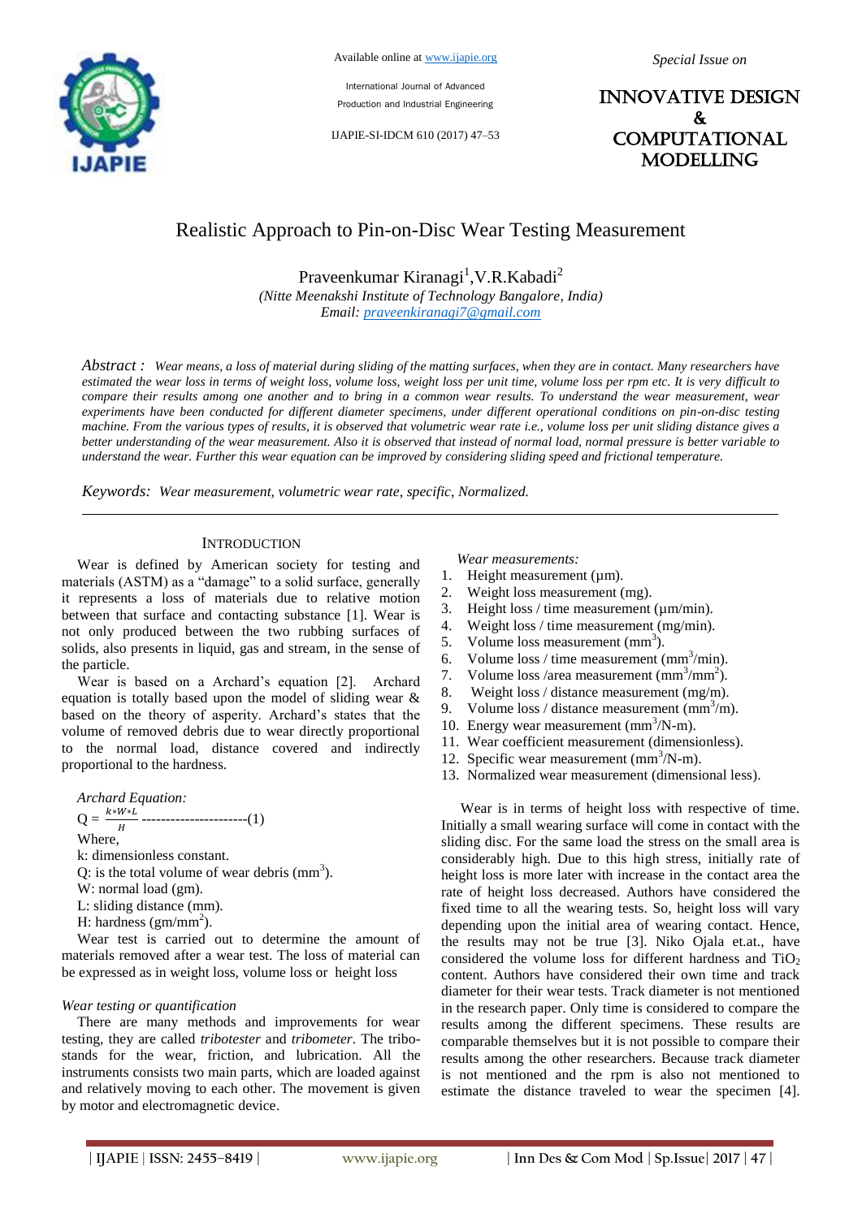# Realistic Approach to Pin-on-Disc Wear Testing Measurement

Praveenkumar Kiranagi[1], V.R.Kabadi[2]

*(Nitte Meenakshi Institute of Technology Bangalore, India)*
*Email: praveenkiranagi7@gmail.com*

***Abstract :*** *Wear means, a loss of material during sliding of the matting surfaces, when they are in contact. Many researchers have estimated the wear loss in terms of weight loss, volume loss, weight loss per unit time, volume loss per rpm etc. It is very difficult to compare their results among one another and to bring in a common wear results. To understand the wear measurement, wear experiments have been conducted for different diameter specimens, under different operational conditions on pin-on-disc testing machine. From the various types of results, it is observed that volumetric wear rate i.e., volume loss per unit sliding distance gives a better understanding of the wear measurement. Also it is observed that instead of normal load, normal pressure is better variable to understand the wear. Further this wear equation can be improved by considering sliding speed and frictional temperature.*

***Keywords:*** *Wear measurement, volumetric wear rate, specific, Normalized.*

## INTRODUCTION

Wear is defined by American society for testing and materials (ASTM) as a "damage" to a solid surface, generally it represents a loss of materials due to relative motion between that surface and contacting substance [1]. Wear is not only produced between the two rubbing surfaces of solids, also presents in liquid, gas and stream, in the sense of the particle.

Wear is based on a Archard's equation [2]. Archard equation is totally based upon the model of sliding wear & based on the theory of asperity. Archard's states that the volume of removed debris due to wear directly proportional to the normal load, distance covered and indirectly proportional to the hardness.

*Archard Equation:*

$$Q = \frac{k*W*L}{H} \quad \text{----------------------(1)}$$

Where,

k: dimensionless constant.

Q: is the total volume of wear debris ($mm^3$).

W: normal load (gm).

L: sliding distance (mm).

H: hardness ($gm/mm^2$).

Wear test is carried out to determine the amount of materials removed after a wear test. The loss of material can be expressed as in weight loss, volume loss or height loss

### *Wear testing or quantification*

There are many methods and improvements for wear testing, they are called *tribotester* and *tribometer*. The tribo-stands for the wear, friction, and lubrication. All the instruments consists two main parts, which are loaded against and relatively moving to each other. The movement is given by motor and electromagnetic device.

*Wear measurements:*

1. Height measurement (µm).
2. Weight loss measurement (mg).
3. Height loss / time measurement (µm/min).
4. Weight loss / time measurement (mg/min).
5. Volume loss measurement ($mm^3$).
6. Volume loss / time measurement ($mm^3$/min).
7. Volume loss /area measurement ($mm^3/mm^2$).
8. Weight loss / distance measurement (mg/m).
9. Volume loss / distance measurement ($mm^3$/m).
10. Energy wear measurement ($mm^3$/N-m).
11. Wear coefficient measurement (dimensionless).
12. Specific wear measurement ($mm^3$/N-m).
13. Normalized wear measurement (dimensional less).

Wear is in terms of height loss with respective of time. Initially a small wearing surface will come in contact with the sliding disc. For the same load the stress on the small area is considerably high. Due to this high stress, initially rate of height loss is more later with increase in the contact area the rate of height loss decreased. Authors have considered the fixed time to all the wearing tests. So, height loss will vary depending upon the initial area of wearing contact. Hence, the results may not be true [3]. Niko Ojala et.at., have considered the volume loss for different hardness and $TiO_2$ content. Authors have considered their own time and track diameter for their wear tests. Track diameter is not mentioned in the research paper. Only time is considered to compare the results among the different specimens. These results are comparable themselves but it is not possible to compare their results among the other researchers. Because track diameter is not mentioned and the rpm is also not mentioned to estimate the distance traveled to wear the specimen [4].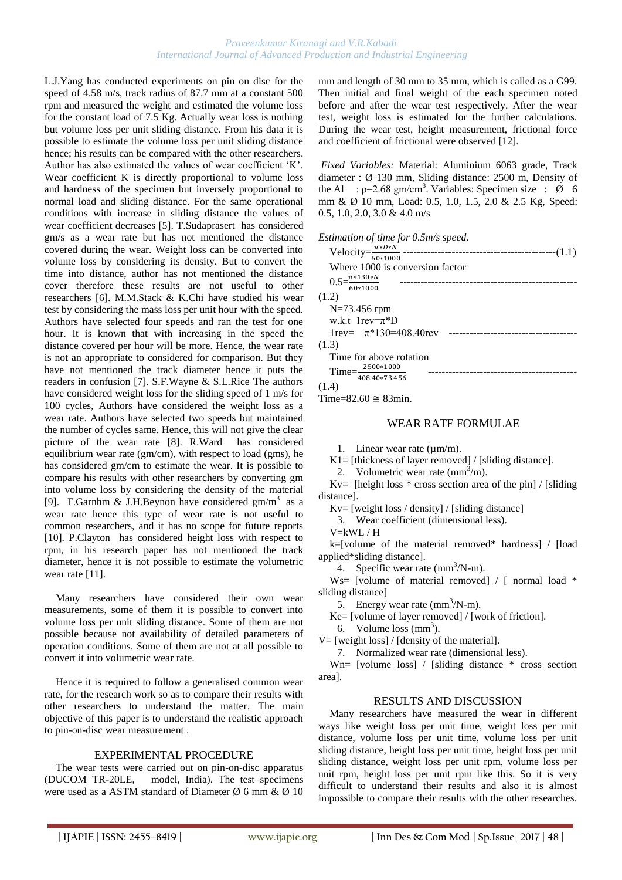L.J.Yang has conducted experiments on pin on disc for the speed of 4.58 m/s, track radius of 87.7 mm at a constant 500 rpm and measured the weight and estimated the volume loss for the constant load of 7.5 Kg. Actually wear loss is nothing but volume loss per unit sliding distance. From his data it is possible to estimate the volume loss per unit sliding distance hence; his results can be compared with the other researchers. Author has also estimated the values of wear coefficient 'K'. Wear coefficient K is directly proportional to volume loss and hardness of the specimen but inversely proportional to normal load and sliding distance. For the same operational conditions with increase in sliding distance the values of wear coefficient decreases [5]. T.Sudaprasert has considered gm/s as a wear rate but has not mentioned the distance covered during the wear. Weight loss can be converted into volume loss by considering its density. But to convert the time into distance, author has not mentioned the distance cover therefore these results are not useful to other researchers [6]. M.M.Stack & K.Chi have studied his wear test by considering the mass loss per unit hour with the speed. Authors have selected four speeds and ran the test for one hour. It is known that with increasing in the speed the distance covered per hour will be more. Hence, the wear rate is not an appropriate to considered for comparison. But they have not mentioned the track diameter hence it puts the readers in confusion [7]. S.F.Wayne & S.L.Rice The authors have considered weight loss for the sliding speed of 1 m/s for 100 cycles, Authors have considered the weight loss as a wear rate. Authors have selected two speeds but maintained the number of cycles same. Hence, this will not give the clear picture of the wear rate [8]. R.Ward has considered equilibrium wear rate (gm/cm), with respect to load (gms), he has considered gm/cm to estimate the wear. It is possible to compare his results with other researchers by converting gm into volume loss by considering the density of the material [9]. F.Garnhm & J.H.Beynon have considered $gm/m^3$ as a wear rate hence this type of wear rate is not useful to common researchers, and it has no scope for future reports [10]. P.Clayton has considered height loss with respect to rpm, in his research paper has not mentioned the track diameter, hence it is not possible to estimate the volumetric wear rate [11].

Many researchers have considered their own wear measurements, some of them it is possible to convert into volume loss per unit sliding distance. Some of them are not possible because not availability of detailed parameters of operation conditions. Some of them are not at all possible to convert it into volumetric wear rate.

Hence it is required to follow a generalised common wear rate, for the research work so as to compare their results with other researchers to understand the matter. The main objective of this paper is to understand the realistic approach to pin-on-disc wear measurement .

## EXPERIMENTAL PROCEDURE

The wear tests were carried out on pin-on-disc apparatus (DUCOM TR-20LE, model, India). The test–specimens were used as a ASTM standard of Diameter Ø 6 mm & Ø 10 mm and length of 30 mm to 35 mm, which is called as a G99. Then initial and final weight of the each specimen noted before and after the wear test respectively. After the wear test, weight loss is estimated for the further calculations. During the wear test, height measurement, frictional force and coefficient of frictional were observed [12].

*Fixed Variables:* Material: Aluminium 6063 grade, Track diameter : Ø 130 mm, Sliding distance: 2500 m, Density of the Al : $\rho$=2.68 $gm/cm^3$. Variables: Specimen size : Ø 6 mm & Ø 10 mm, Load: 0.5, 1.0, 1.5, 2.0 & 2.5 Kg, Speed: 0.5, 1.0, 2.0, 3.0 & 4.0 m/s

*Estimation of time for 0.5m/s speed.*

$$\text{Velocity}=\frac{\pi * D * N}{60 * 1000} \quad \text{-------(1.1)}$$

Where 1000 is conversion factor

$$0.5=\frac{\pi * 130 * N}{60 * 1000} \quad \text{-------(1.2)}$$

N=73.456 rpm

w.k.t 1rev=$\pi$*D

$$1\text{rev}= \pi * 130=408.40\text{rev} \quad \text{-------(1.3)}$$

Time for above rotation

$$\text{Time}=\frac{2500 * 1000}{408.40 * 73.456} \quad \text{-------(1.4)}$$

Time=82.60 $\cong$ 83min.

## WEAR RATE FORMULAE

1. Linear wear rate (µm/m).

K1= [thickness of layer removed] / [sliding distance].

2. Volumetric wear rate ($mm^3$/m).

Kv= [height loss * cross section area of the pin] / [sliding distance].

Kv= [weight loss / density] / [sliding distance]

3. Wear coefficient (dimensional less).

V=kWL / H

k=[volume of the material removed* hardness] / [load applied*sliding distance].

4. Specific wear rate ($mm^3$/N-m).

Ws= [volume of material removed] / [ normal load * sliding distance]

5. Energy wear rate ($mm^3$/N-m).

Ke= [volume of layer removed] / [work of friction].

6. Volume loss ($mm^3$).

V= [weight loss] / [density of the material].

7. Normalized wear rate (dimensional less).

Wn= [volume loss] / [sliding distance * cross section area].

## RESULTS AND DISCUSSION

Many researchers have measured the wear in different ways like weight loss per unit time, weight loss per unit distance, volume loss per unit time, volume loss per unit sliding distance, height loss per unit time, height loss per unit sliding distance, weight loss per unit rpm, volume loss per unit rpm, height loss per unit rpm like this. So it is very difficult to understand their results and also it is almost impossible to compare their results with the other researches.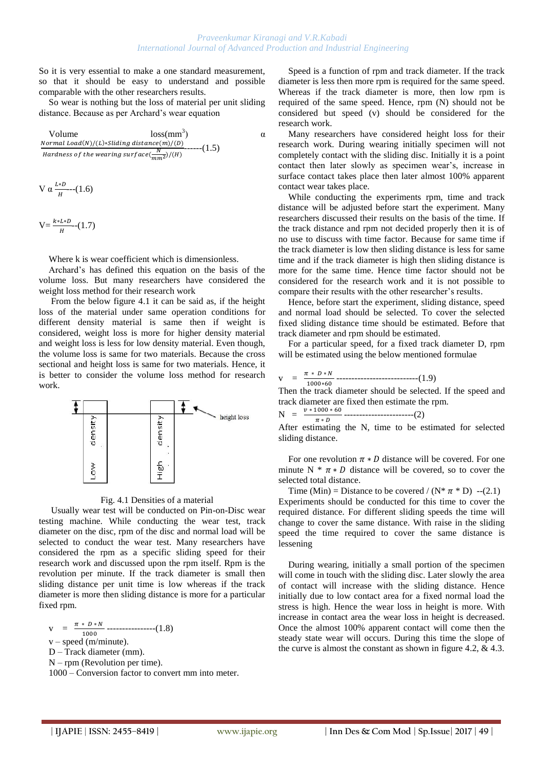So it is very essential to make a one standard measurement, so that it should be easy to understand and possible comparable with the other researchers results.

So wear is nothing but the loss of material per unit sliding distance. Because as per Archard's wear equation

$$\text{Volume loss}(mm^3) \;\alpha\; \frac{Normal\ Load(N)/(L) * Sliding\ distance(m)/(D)}{Hardness\ of\ the\ wearing\ surface(\frac{N}{mm^2})/(H)} \text{------(1.5)}$$

$$V \,\alpha\, \frac{L*D}{H} \text{---(1.6)}$$

$$V = \frac{k*L*D}{H} \text{--(1.7)}$$

Where k is wear coefficient which is dimensionless.

Archard's has defined this equation on the basis of the volume loss. But many researchers have considered the weight loss method for their research work

From the below figure 4.1 it can be said as, if the height loss of the material under same operation conditions for different density material is same then if weight is considered, weight loss is more for higher density material and weight loss is less for low density material. Even though, the volume loss is same for two materials. Because the cross sectional and height loss is same for two materials. Hence, it is better to consider the volume loss method for research work.

Fig. 4.1 Densities of a material

Usually wear test will be conducted on Pin-on-Disc wear testing machine. While conducting the wear test, track diameter on the disc, rpm of the disc and normal load will be selected to conduct the wear test. Many researchers have considered the rpm as a specific sliding speed for their research work and discussed upon the rpm itself. Rpm is the revolution per minute. If the track diameter is small then sliding distance per unit time is low whereas if the track diameter is more then sliding distance is more for a particular fixed rpm.

$$v = \frac{\pi * D * N}{1000} \text{----------------(1.8)}$$

v – speed (m/minute).
D – Track diameter (mm).
N – rpm (Revolution per time).
1000 – Conversion factor to convert mm into meter.

Speed is a function of rpm and track diameter. If the track diameter is less then more rpm is required for the same speed. Whereas if the track diameter is more, then low rpm is required of the same speed. Hence, rpm (N) should not be considered but speed (v) should be considered for the research work.

Many researchers have considered height loss for their research work. During wearing initially specimen will not completely contact with the sliding disc. Initially it is a point contact then later slowly as specimen wear's, increase in surface contact takes place then later almost 100% apparent contact wear takes place.

While conducting the experiments rpm, time and track distance will be adjusted before start the experiment. Many researchers discussed their results on the basis of the time. If the track distance and rpm not decided properly then it is of no use to discuss with time factor. Because for same time if the track diameter is low then sliding distance is less for same time and if the track diameter is high then sliding distance is more for the same time. Hence time factor should not be considered for the research work and it is not possible to compare their results with the other researcher's results.

Hence, before start the experiment, sliding distance, speed and normal load should be selected. To cover the selected fixed sliding distance time should be estimated. Before that track diameter and rpm should be estimated.

For a particular speed, for a fixed track diameter D, rpm will be estimated using the below mentioned formulae

$$v = \frac{\pi * D * N}{1000*60} \text{---------------------------(1.9)}$$

Then the track diameter should be selected. If the speed and track diameter are fixed then estimate the rpm.

$$N = \frac{v * 1000 * 60}{\pi * D} \text{-----------------------(2)}$$

After estimating the N, time to be estimated for selected sliding distance.

For one revolution $\pi * D$ distance will be covered. For one minute N * $\pi * D$ distance will be covered, so to cover the selected total distance.

Time (Min) = Distance to be covered / (N* $\pi$ * D) --(2.1)

Experiments should be conducted for this time to cover the required distance. For different sliding speeds the time will change to cover the same distance. With raise in the sliding speed the time required to cover the same distance is lessening

During wearing, initially a small portion of the specimen will come in touch with the sliding disc. Later slowly the area of contact will increase with the sliding distance. Hence initially due to low contact area for a fixed normal load the stress is high. Hence the wear loss in height is more. With increase in contact area the wear loss in height is decreased. Once the almost 100% apparent contact will come then the steady state wear will occurs. During this time the slope of the curve is almost the constant as shown in figure 4.2, & 4.3.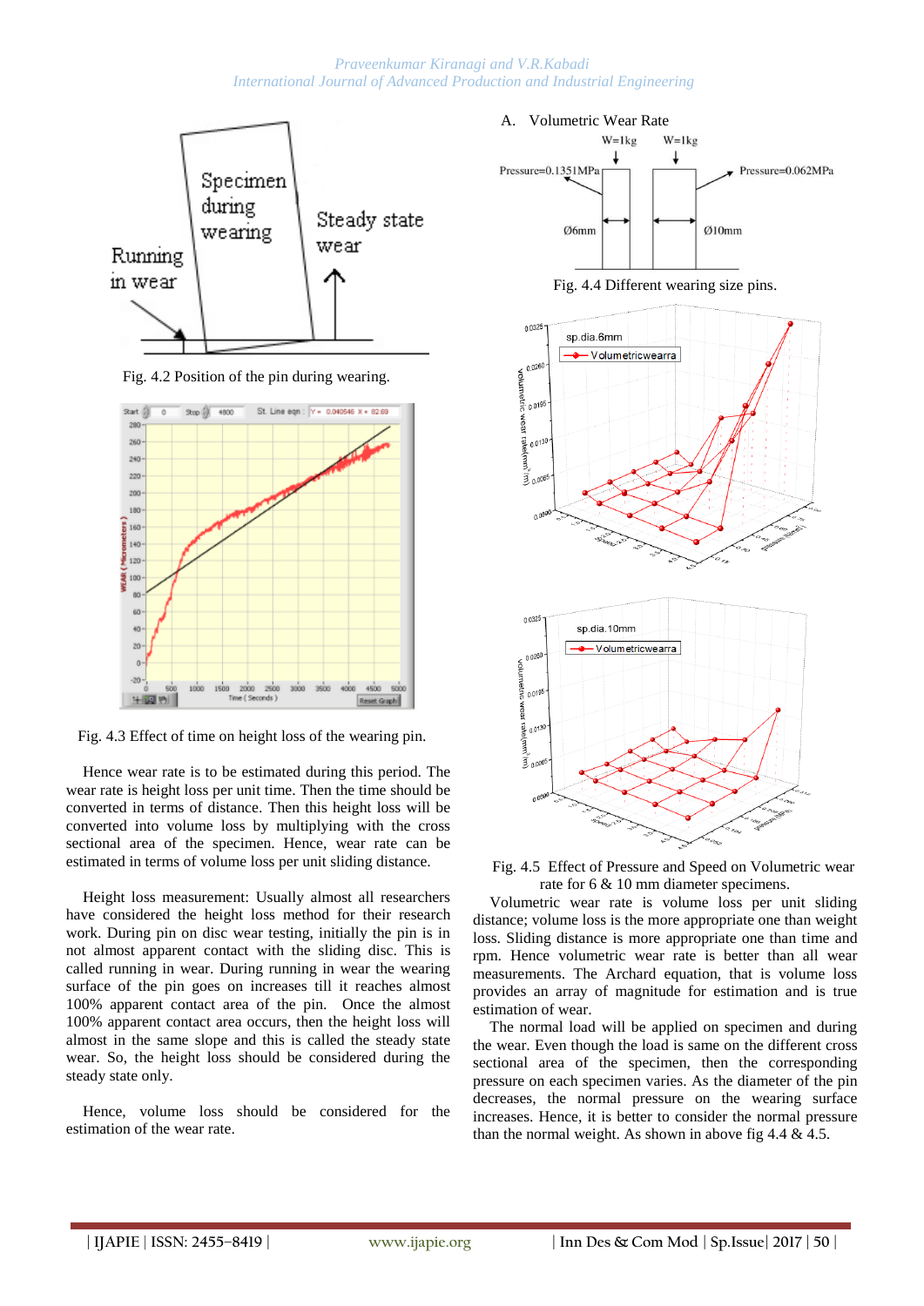Fig. 4.2 Position of the pin during wearing.

Fig. 4.3 Effect of time on height loss of the wearing pin.

Hence wear rate is to be estimated during this period. The wear rate is height loss per unit time. Then the time should be converted in terms of distance. Then this height loss will be converted into volume loss by multiplying with the cross sectional area of the specimen. Hence, wear rate can be estimated in terms of volume loss per unit sliding distance.

Height loss measurement: Usually almost all researchers have considered the height loss method for their research work. During pin on disc wear testing, initially the pin is in not almost apparent contact with the sliding disc. This is called running in wear. During running in wear the wearing surface of the pin goes on increases till it reaches almost 100% apparent contact area of the pin. Once the almost 100% apparent contact area occurs, then the height loss will almost in the same slope and this is called the steady state wear. So, the height loss should be considered during the steady state only.

Hence, volume loss should be considered for the estimation of the wear rate.

## A. Volumetric Wear Rate

Fig. 4.4 Different wearing size pins.

Fig. 4.5 Effect of Pressure and Speed on Volumetric wear rate for 6 & 10 mm diameter specimens.

Volumetric wear rate is volume loss per unit sliding distance; volume loss is the more appropriate one than weight loss. Sliding distance is more appropriate one than time and rpm. Hence volumetric wear rate is better than all wear measurements. The Archard equation, that is volume loss provides an array of magnitude for estimation and is true estimation of wear.

The normal load will be applied on specimen and during the wear. Even though the load is same on the different cross sectional area of the specimen, then the corresponding pressure on each specimen varies. As the diameter of the pin decreases, the normal pressure on the wearing surface increases. Hence, it is better to consider the normal pressure than the normal weight. As shown in above fig 4.4 & 4.5.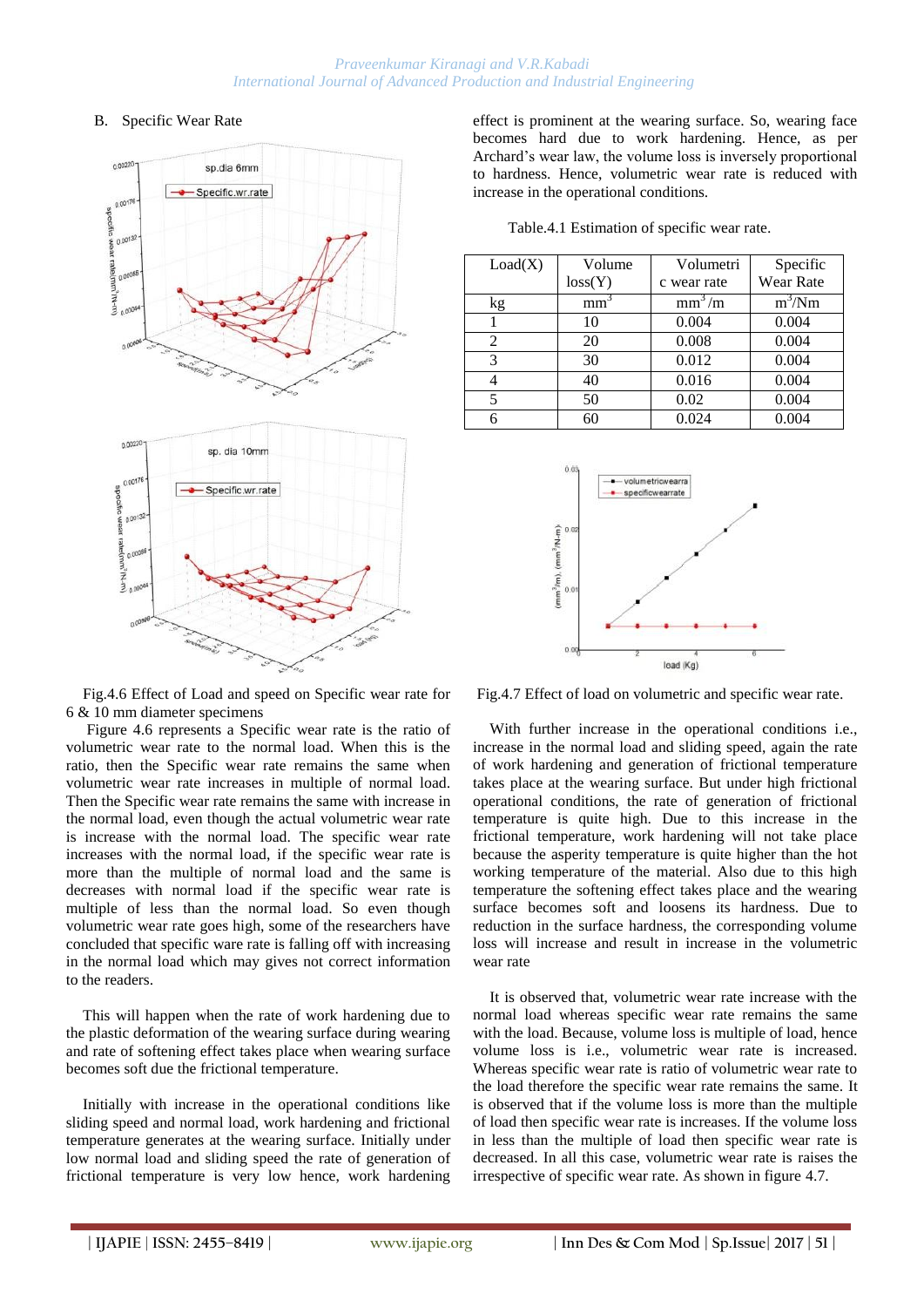## B. Specific Wear Rate

Fig.4.6 Effect of Load and speed on Specific wear rate for 6 & 10 mm diameter specimens

Figure 4.6 represents a Specific wear rate is the ratio of volumetric wear rate to the normal load. When this is the ratio, then the Specific wear rate remains the same when volumetric wear rate increases in multiple of normal load. Then the Specific wear rate remains the same with increase in the normal load, even though the actual volumetric wear rate is increase with the normal load. The specific wear rate increases with the normal load, if the specific wear rate is more than the multiple of normal load and the same is decreases with normal load if the specific wear rate is multiple of less than the normal load. So even though volumetric wear rate goes high, some of the researchers have concluded that specific ware rate is falling off with increasing in the normal load which may gives not correct information to the readers.

This will happen when the rate of work hardening due to the plastic deformation of the wearing surface during wearing and rate of softening effect takes place when wearing surface becomes soft due the frictional temperature.

Initially with increase in the operational conditions like sliding speed and normal load, work hardening and frictional temperature generates at the wearing surface. Initially under low normal load and sliding speed the rate of generation of frictional temperature is very low hence, work hardening effect is prominent at the wearing surface. So, wearing face becomes hard due to work hardening. Hence, as per Archard's wear law, the volume loss is inversely proportional to hardness. Hence, volumetric wear rate is reduced with increase in the operational conditions.

Table.4.1 Estimation of specific wear rate.

| Load(X) | Volume loss(Y) | Volumetric wear rate | Specific Wear Rate |
|---|---|---|---|
| kg | $mm^3$ | $mm^3/m$ | $m^3/Nm$ |
| 1 | 10 | 0.004 | 0.004 |
| 2 | 20 | 0.008 | 0.004 |
| 3 | 30 | 0.012 | 0.004 |
| 4 | 40 | 0.016 | 0.004 |
| 5 | 50 | 0.02 | 0.004 |
| 6 | 60 | 0.024 | 0.004 |

Fig.4.7 Effect of load on volumetric and specific wear rate.

With further increase in the operational conditions i.e., increase in the normal load and sliding speed, again the rate of work hardening and generation of frictional temperature takes place at the wearing surface. But under high frictional operational conditions, the rate of generation of frictional temperature is quite high. Due to this increase in the frictional temperature, work hardening will not take place because the asperity temperature is quite higher than the hot working temperature of the material. Also due to this high temperature the softening effect takes place and the wearing surface becomes soft and loosens its hardness. Due to reduction in the surface hardness, the corresponding volume loss will increase and result in increase in the volumetric wear rate

It is observed that, volumetric wear rate increase with the normal load whereas specific wear rate remains the same with the load. Because, volume loss is multiple of load, hence volume loss is i.e., volumetric wear rate is increased. Whereas specific wear rate is ratio of volumetric wear rate to the load therefore the specific wear rate remains the same. It is observed that if the volume loss is more than the multiple of load then specific wear rate is increases. If the volume loss in less than the multiple of load then specific wear rate is decreased. In all this case, volumetric wear rate is raises the irrespective of specific wear rate. As shown in figure 4.7.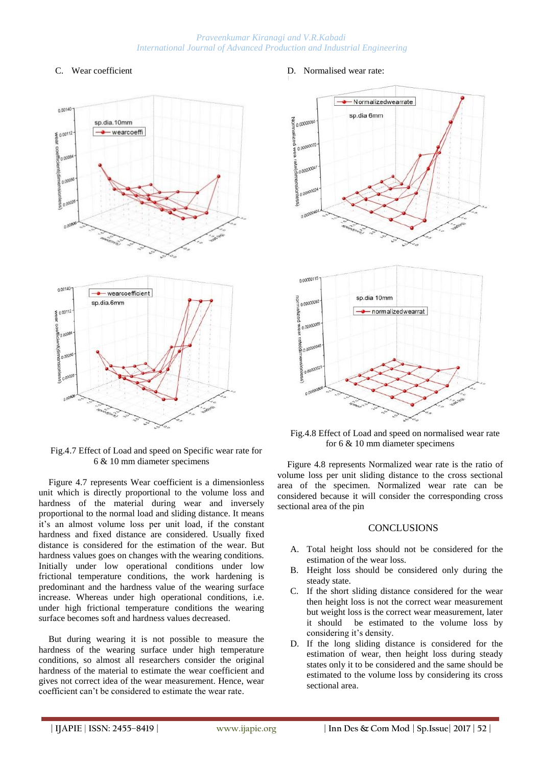C. Wear coefficient

Fig.4.7 Effect of Load and speed on Specific wear rate for 6 & 10 mm diameter specimens

Figure 4.7 represents Wear coefficient is a dimensionless unit which is directly proportional to the volume loss and hardness of the material during wear and inversely proportional to the normal load and sliding distance. It means it's an almost volume loss per unit load, if the constant hardness and fixed distance are considered. Usually fixed distance is considered for the estimation of the wear. But hardness values goes on changes with the wearing conditions. Initially under low operational conditions under low frictional temperature conditions, the work hardening is predominant and the hardness value of the wearing surface increase. Whereas under high operational conditions, i.e. under high frictional temperature conditions the wearing surface becomes soft and hardness values decreased.

But during wearing it is not possible to measure the hardness of the wearing surface under high temperature conditions, so almost all researchers consider the original hardness of the material to estimate the wear coefficient and gives not correct idea of the wear measurement. Hence, wear coefficient can't be considered to estimate the wear rate.

D. Normalised wear rate:

Fig.4.8 Effect of Load and speed on normalised wear rate for 6 & 10 mm diameter specimens

Figure 4.8 represents Normalized wear rate is the ratio of volume loss per unit sliding distance to the cross sectional area of the specimen. Normalized wear rate can be considered because it will consider the corresponding cross sectional area of the pin

## CONCLUSIONS

A. Total height loss should not be considered for the estimation of the wear loss.
B. Height loss should be considered only during the steady state.
C. If the short sliding distance considered for the wear then height loss is not the correct wear measurement but weight loss is the correct wear measurement, later it should be estimated to the volume loss by considering it's density.
D. If the long sliding distance is considered for the estimation of wear, then height loss during steady states only it to be considered and the same should be estimated to the volume loss by considering its cross sectional area.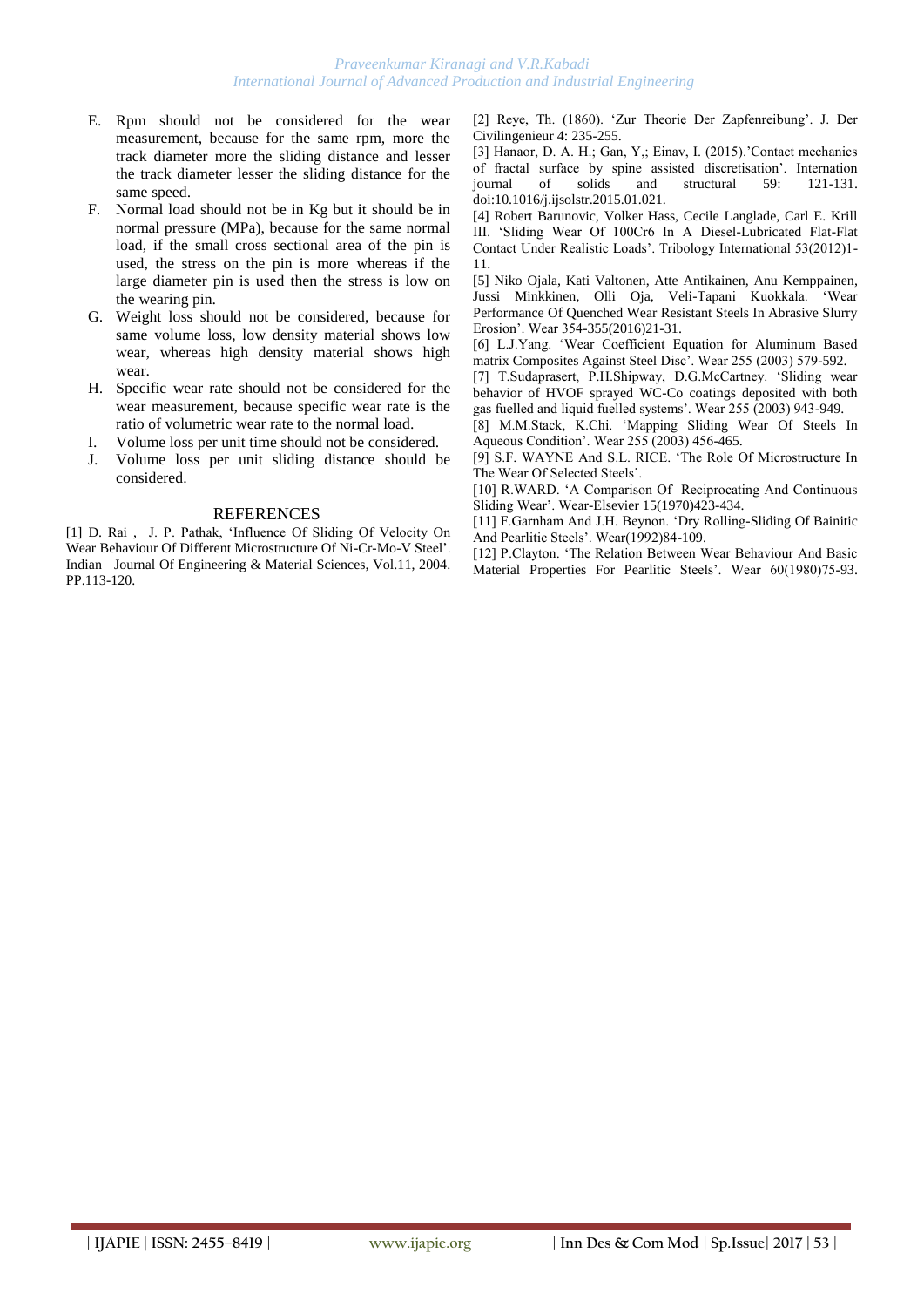E. Rpm should not be considered for the wear measurement, because for the same rpm, more the track diameter more the sliding distance and lesser the track diameter lesser the sliding distance for the same speed.
F. Normal load should not be in Kg but it should be in normal pressure (MPa), because for the same normal load, if the small cross sectional area of the pin is used, the stress on the pin is more whereas if the large diameter pin is used then the stress is low on the wearing pin.
G. Weight loss should not be considered, because for same volume loss, low density material shows low wear, whereas high density material shows high wear.
H. Specific wear rate should not be considered for the wear measurement, because specific wear rate is the ratio of volumetric wear rate to the normal load.
I. Volume loss per unit time should not be considered.
J. Volume loss per unit sliding distance should be considered.

## REFERENCES

[1] D. Rai , J. P. Pathak, 'Influence Of Sliding Of Velocity On Wear Behaviour Of Different Microstructure Of Ni-Cr-Mo-V Steel'. Indian Journal Of Engineering & Material Sciences, Vol.11, 2004. PP.113-120.

[2] Reye, Th. (1860). 'Zur Theorie Der Zapfenreibung'. J. Der Civilingenieur 4: 235-255.

[3] Hanaor, D. A. H.; Gan, Y,; Einav, I. (2015).'Contact mechanics of fractal surface by spine assisted discretisation'. Internation journal of solids and structural 59: 121-131. doi:10.1016/j.ijsolstr.2015.01.021.

[4] Robert Barunovic, Volker Hass, Cecile Langlade, Carl E. Krill III. 'Sliding Wear Of 100Cr6 In A Diesel-Lubricated Flat-Flat Contact Under Realistic Loads'. Tribology International 53(2012)1-11.

[5] Niko Ojala, Kati Valtonen, Atte Antikainen, Anu Kemppainen, Jussi Minkkinen, Olli Oja, Veli-Tapani Kuokkala. 'Wear Performance Of Quenched Wear Resistant Steels In Abrasive Slurry Erosion'. Wear 354-355(2016)21-31.

[6] L.J.Yang. 'Wear Coefficient Equation for Aluminum Based matrix Composites Against Steel Disc'. Wear 255 (2003) 579-592.

[7] T.Sudaprasert, P.H.Shipway, D.G.McCartney. 'Sliding wear behavior of HVOF sprayed WC-Co coatings deposited with both gas fuelled and liquid fuelled systems'. Wear 255 (2003) 943-949.

[8] M.M.Stack, K.Chi. 'Mapping Sliding Wear Of Steels In Aqueous Condition'. Wear 255 (2003) 456-465.

[9] S.F. WAYNE And S.L. RICE. 'The Role Of Microstructure In The Wear Of Selected Steels'.

[10] R.WARD. 'A Comparison Of Reciprocating And Continuous Sliding Wear'. Wear-Elsevier 15(1970)423-434.

[11] F.Garnham And J.H. Beynon. 'Dry Rolling-Sliding Of Bainitic And Pearlitic Steels'. Wear(1992)84-109.

[12] P.Clayton. 'The Relation Between Wear Behaviour And Basic Material Properties For Pearlitic Steels'. Wear 60(1980)75-93.